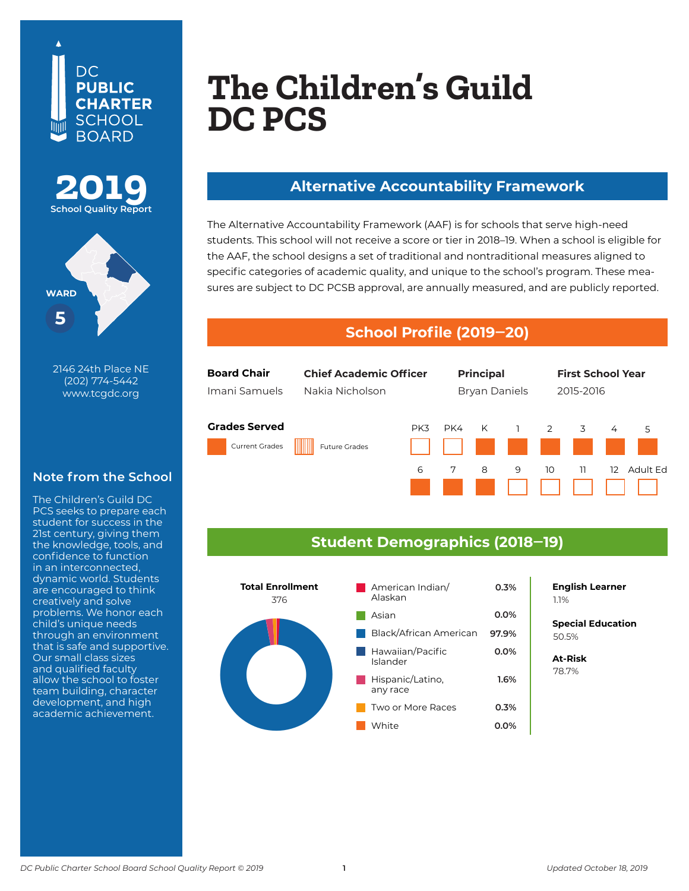DC PUBLIC CHARTER SCHOOL BOARD

**2019**
School Quality Report

WARD
**5**

2146 24th Place NE
(202) 774-5442
www.tcgdc.org

## Note from the School

The Children's Guild DC PCS seeks to prepare each student for success in the 21st century, giving them the knowledge, tools, and confidence to function in an interconnected, dynamic world. Students are encouraged to think creatively and solve problems. We honor each child's unique needs through an environment that is safe and supportive. Our small class sizes and qualified faculty allow the school to foster team building, character development, and high academic achievement.

# The Children's Guild DC PCS

## Alternative Accountability Framework

The Alternative Accountability Framework (AAF) is for schools that serve high-need students. This school will not receive a score or tier in 2018–19. When a school is eligible for the AAF, the school designs a set of traditional and nontraditional measures aligned to specific categories of academic quality, and unique to the school's program. These measures are subject to DC PCSB approval, are annually measured, and are publicly reported.

## School Profile (2019–20)

| Board Chair | Chief Academic Officer | Principal | First School Year |
|---|---|---|---|
| Imani Samuels | Nakia Nicholson | Bryan Daniels | 2015-2016 |

**Grades Served**

Current Grades: K, 1, 2, 3, 4, 5, 6, 7, 8

Future Grades: None

| PK3 | PK4 | K | 1 | 2 | 3 | 4 | 5 | 6 | 7 | 8 | 9 | 10 | 11 | 12 | Adult Ed |
|---|---|---|---|---|---|---|---|---|---|---|---|---|---|---|---|
| | | Current | Current | Current | Current | Current | Current | Current | Current | Current | | | | | |

## Student Demographics (2018–19)

**Total Enrollment**
376

| Race/Ethnicity | Percent |
|---|---|
| American Indian/ Alaskan | 0.3% |
| Asian | 0.0% |
| Black/African American | 97.9% |
| Hawaiian/Pacific Islander | 0.0% |
| Hispanic/Latino, any race | 1.6% |
| Two or More Races | 0.3% |
| White | 0.0% |

**English Learner**
1.1%

**Special Education**
50.5%

**At-Risk**
78.7%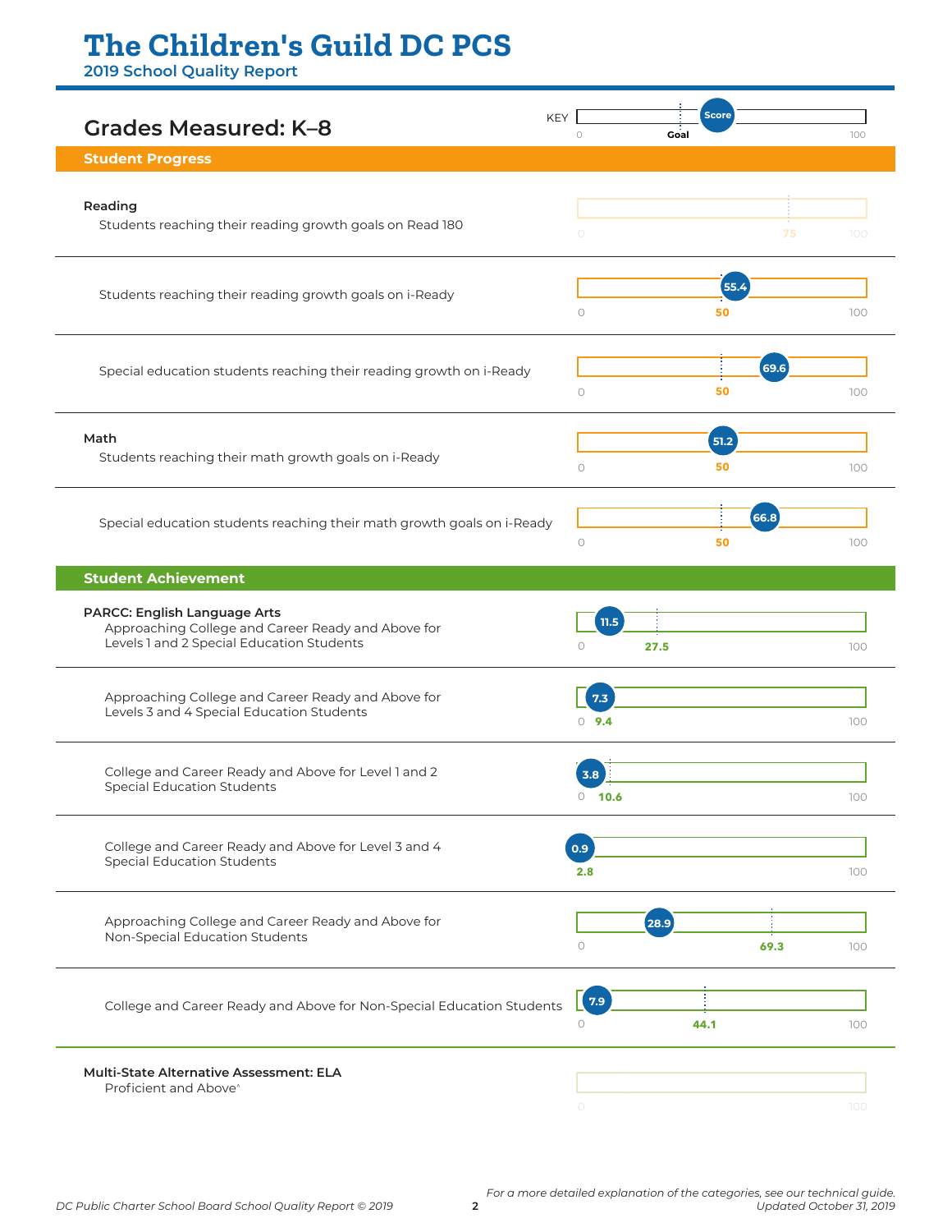# The Children's Guild DC PCS

2019 School Quality Report

## Grades Measured: K–8

KEY: Goal / Score (scale 0–100)

### Student Progress

| Measure | Score | Goal |
|---|---|---|
| **Reading** — Students reaching their reading growth goals on Read 180 | | 75 |
| Students reaching their reading growth goals on i-Ready | 55.4 | 50 |
| Special education students reaching their reading growth on i-Ready | 69.6 | 50 |
| **Math** — Students reaching their math growth goals on i-Ready | 51.2 | 50 |
| Special education students reaching their math growth goals on i-Ready | 66.8 | 50 |

### Student Achievement

| Measure | Score | Goal |
|---|---|---|
| **PARCC: English Language Arts** — Approaching College and Career Ready and Above for Levels 1 and 2 Special Education Students | 11.5 | 27.5 |
| Approaching College and Career Ready and Above for Levels 3 and 4 Special Education Students | 7.3 | 9.4 |
| College and Career Ready and Above for Level 1 and 2 Special Education Students | 3.8 | 10.6 |
| College and Career Ready and Above for Level 3 and 4 Special Education Students | 0.9 | 2.8 |
| Approaching College and Career Ready and Above for Non-Special Education Students | 28.9 | 69.3 |
| College and Career Ready and Above for Non-Special Education Students | 7.9 | 44.1 |
| **Multi-State Alternative Assessment: ELA** — Proficient and Above^ | | |

*For a more detailed explanation of the categories, see our technical guide.*
*Updated October 31, 2019*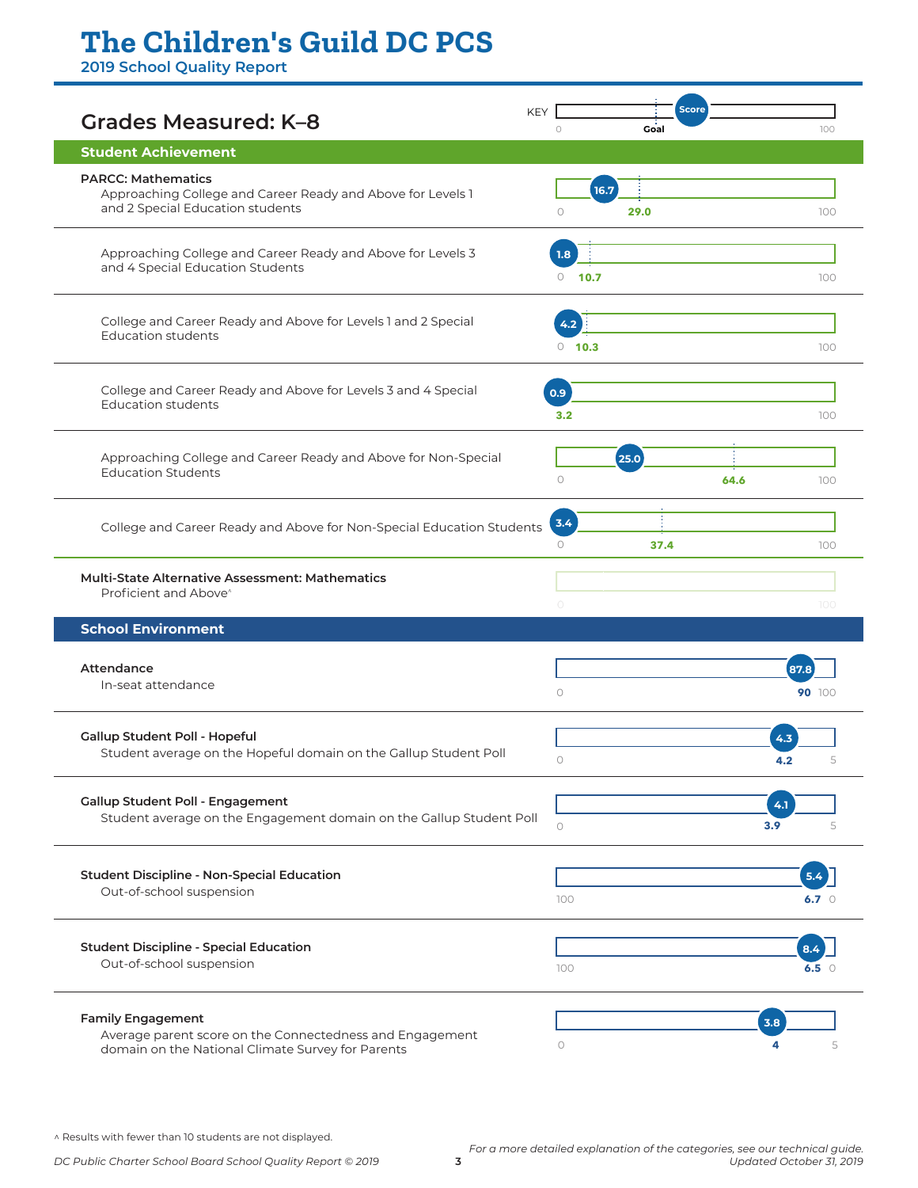# The Children's Guild DC PCS

2019 School Quality Report

## Grades Measured: K–8

KEY
Score
0 Goal 100

## Student Achievement

**PARCC: Mathematics**

Approaching College and Career Ready and Above for Levels 1 and 2 Special Education students

16.7
0 29.0 100

Approaching College and Career Ready and Above for Levels 3 and 4 Special Education Students

1.8
0 10.7 100

College and Career Ready and Above for Levels 1 and 2 Special Education students

4.2
0 10.3 100

College and Career Ready and Above for Levels 3 and 4 Special Education students

0.9
3.2 100

Approaching College and Career Ready and Above for Non-Special Education Students

25.0
0 64.6 100

College and Career Ready and Above for Non-Special Education Students

3.4
0 37.4 100

**Multi-State Alternative Assessment: Mathematics**

Proficient and Above^

0 100

## School Environment

**Attendance**

In-seat attendance

87.8
0 90 100

**Gallup Student Poll - Hopeful**

Student average on the Hopeful domain on the Gallup Student Poll

4.3
0 4.2 5

**Gallup Student Poll - Engagement**

Student average on the Engagement domain on the Gallup Student Poll

4.1
0 3.9 5

**Student Discipline - Non-Special Education**

Out-of-school suspension

5.4
100 6.7 0

**Student Discipline - Special Education**

Out-of-school suspension

8.4
100 6.5 0

**Family Engagement**

Average parent score on the Connectedness and Engagement domain on the National Climate Survey for Parents

3.8
0 4 5

^ Results with fewer than 10 students are not displayed.

*For a more detailed explanation of the categories, see our technical guide.*

*Updated October 31, 2019*